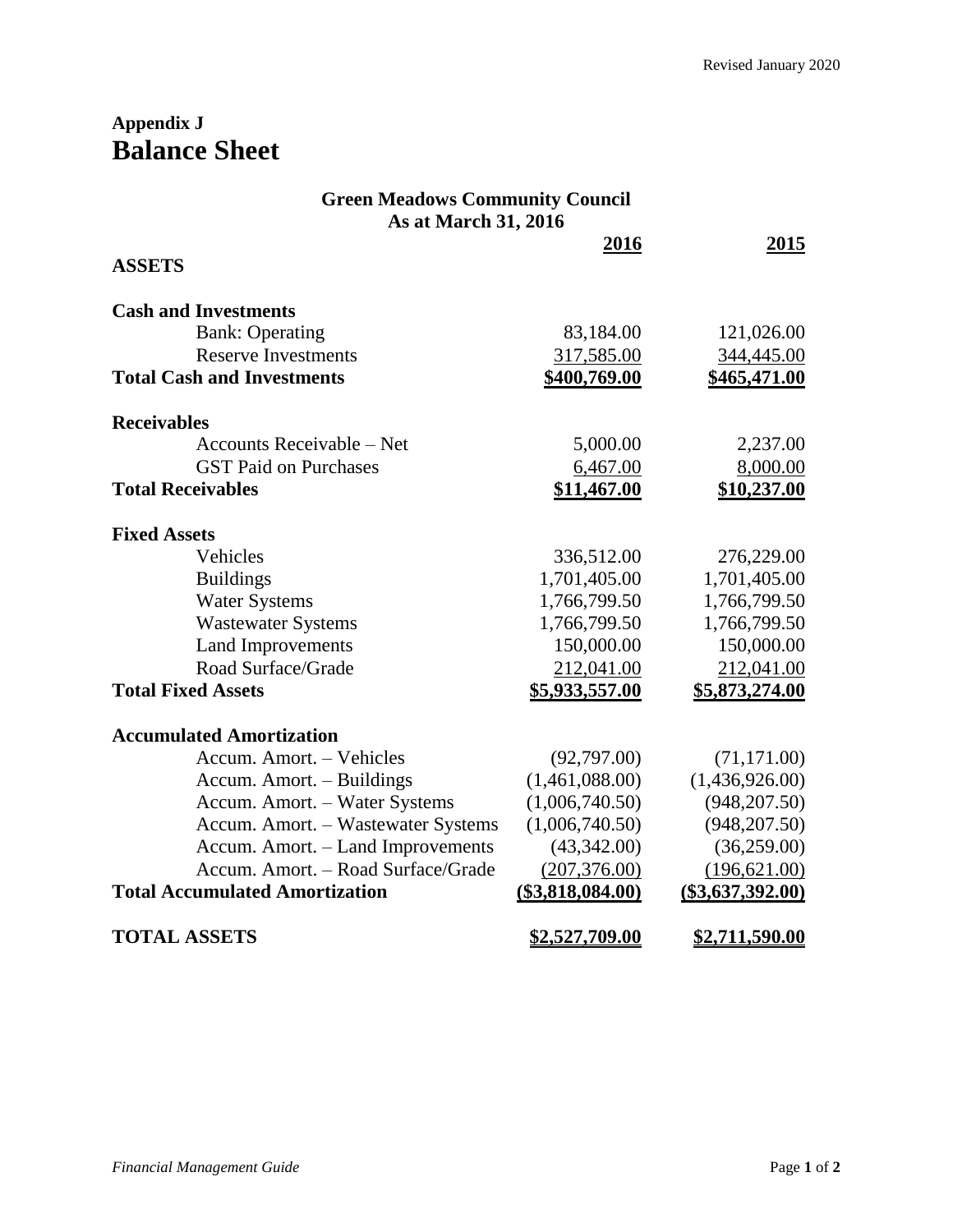## Appendix J

# Balance Sheet

**Green Meadows Community Council**
**As at March 31, 2016**

| | 2016 | 2015 |
|---|---|---|
| **ASSETS** | | |
| **Cash and Investments** | | |
| Bank: Operating | 83,184.00 | 121,026.00 |
| Reserve Investments | 317,585.00 | 344,445.00 |
| **Total Cash and Investments** | **$400,769.00** | **$465,471.00** |
| **Receivables** | | |
| Accounts Receivable – Net | 5,000.00 | 2,237.00 |
| GST Paid on Purchases | 6,467.00 | 8,000.00 |
| **Total Receivables** | **$11,467.00** | **$10,237.00** |
| **Fixed Assets** | | |
| Vehicles | 336,512.00 | 276,229.00 |
| Buildings | 1,701,405.00 | 1,701,405.00 |
| Water Systems | 1,766,799.50 | 1,766,799.50 |
| Wastewater Systems | 1,766,799.50 | 1,766,799.50 |
| Land Improvements | 150,000.00 | 150,000.00 |
| Road Surface/Grade | 212,041.00 | 212,041.00 |
| **Total Fixed Assets** | **$5,933,557.00** | **$5,873,274.00** |
| **Accumulated Amortization** | | |
| Accum. Amort. – Vehicles | (92,797.00) | (71,171.00) |
| Accum. Amort. – Buildings | (1,461,088.00) | (1,436,926.00) |
| Accum. Amort. – Water Systems | (1,006,740.50) | (948,207.50) |
| Accum. Amort. – Wastewater Systems | (1,006,740.50) | (948,207.50) |
| Accum. Amort. – Land Improvements | (43,342.00) | (36,259.00) |
| Accum. Amort. – Road Surface/Grade | (207,376.00) | (196,621.00) |
| **Total Accumulated Amortization** | **($3,818,084.00)** | **($3,637,392.00)** |
| **TOTAL ASSETS** | **$2,527,709.00** | **$2,711,590.00** |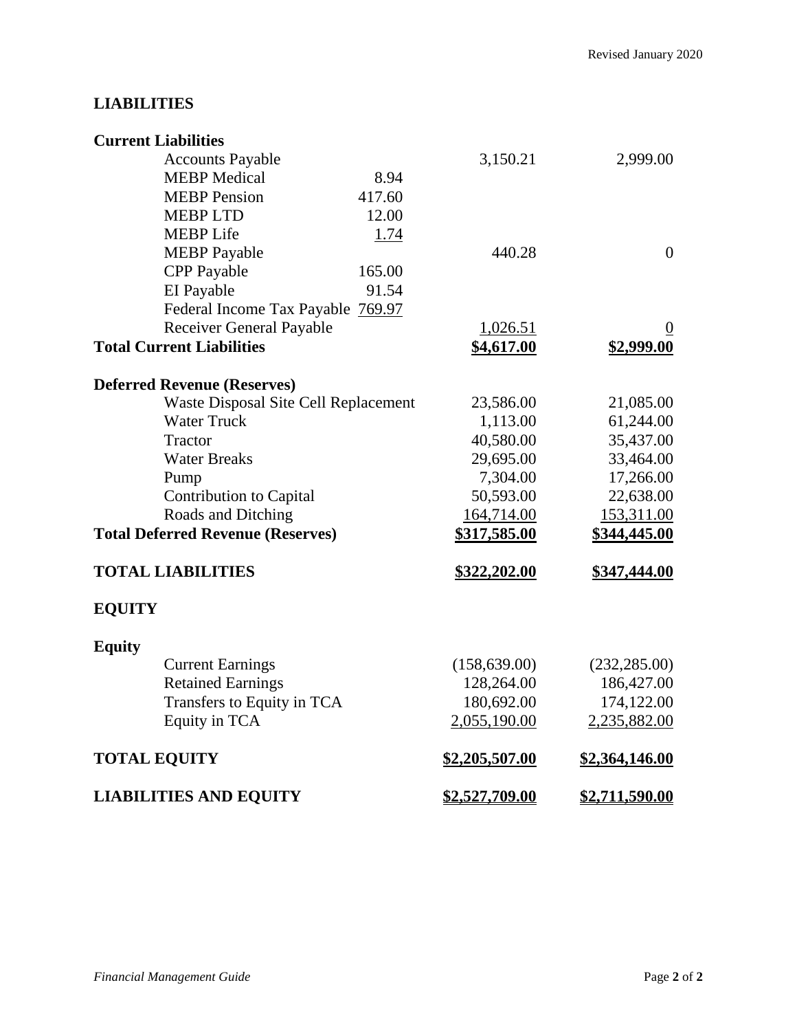## LIABILITIES

| | | | |
|---|---|---|---|
| **Current Liabilities** | | | |
| Accounts Payable | | 3,150.21 | 2,999.00 |
| MEBP Medical | 8.94 | | |
| MEBP Pension | 417.60 | | |
| MEBP LTD | 12.00 | | |
| MEBP Life | 1.74 | | |
| MEBP Payable | | 440.28 | 0 |
| CPP Payable | 165.00 | | |
| EI Payable | 91.54 | | |
| Federal Income Tax Payable | 769.97 | | |
| Receiver General Payable | | 1,026.51 | 0 |
| **Total Current Liabilities** | | **\$4,617.00** | **\$2,999.00** |
| | | | |
| **Deferred Revenue (Reserves)** | | | |
| Waste Disposal Site Cell Replacement | | 23,586.00 | 21,085.00 |
| Water Truck | | 1,113.00 | 61,244.00 |
| Tractor | | 40,580.00 | 35,437.00 |
| Water Breaks | | 29,695.00 | 33,464.00 |
| Pump | | 7,304.00 | 17,266.00 |
| Contribution to Capital | | 50,593.00 | 22,638.00 |
| Roads and Ditching | | 164,714.00 | 153,311.00 |
| **Total Deferred Revenue (Reserves)** | | **\$317,585.00** | **\$344,445.00** |
| | | | |
| **TOTAL LIABILITIES** | | **\$322,202.00** | **\$347,444.00** |

## EQUITY

| | | |
|---|---|---|
| **Equity** | | |
| Current Earnings | (158,639.00) | (232,285.00) |
| Retained Earnings | 128,264.00 | 186,427.00 |
| Transfers to Equity in TCA | 180,692.00 | 174,122.00 |
| Equity in TCA | 2,055,190.00 | 2,235,882.00 |
| | | |
| **TOTAL EQUITY** | **\$2,205,507.00** | **\$2,364,146.00** |
| | | |
| **LIABILITIES AND EQUITY** | **\$2,527,709.00** | **\$2,711,590.00** |